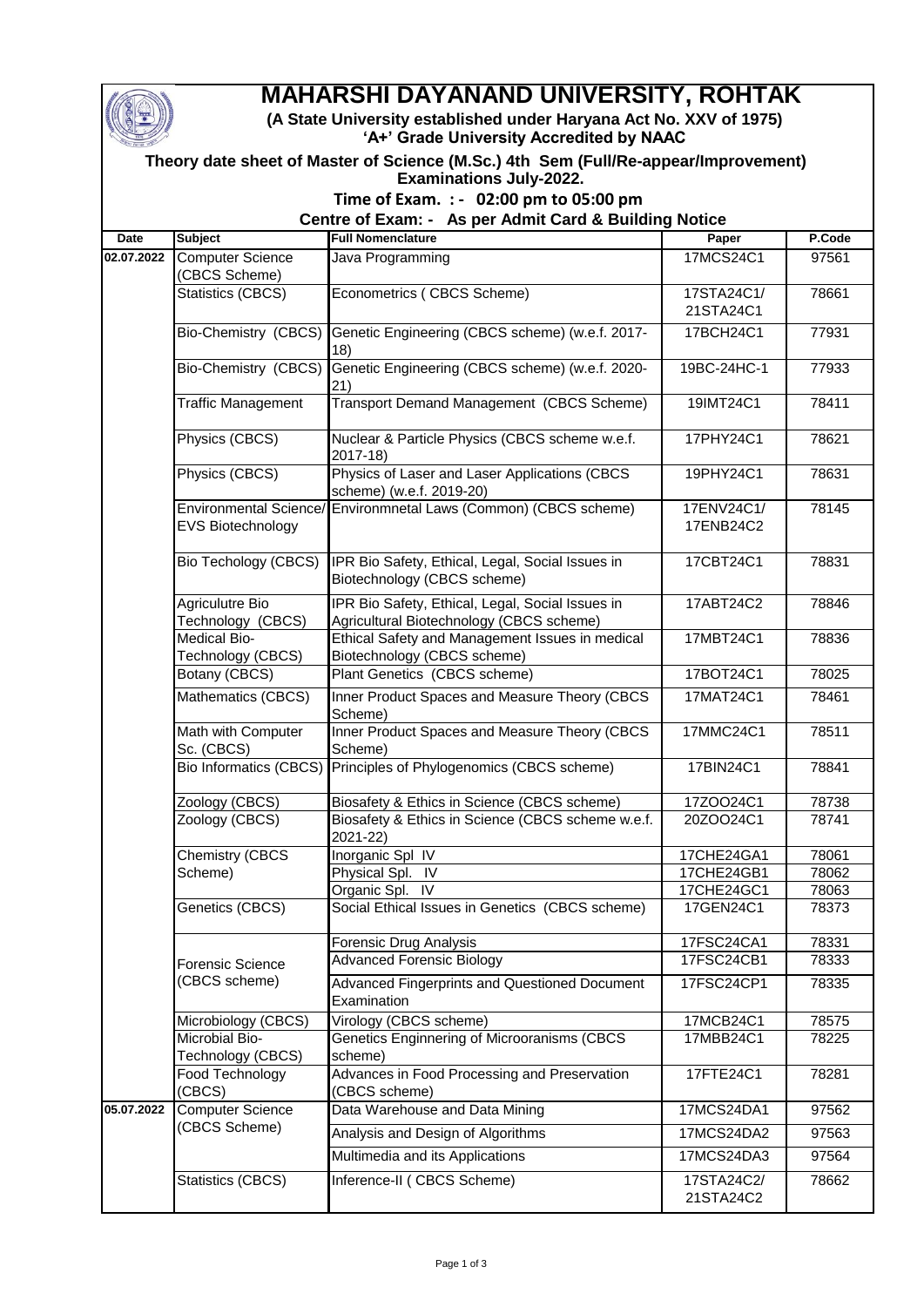# MAHARSHI DAYANAND UNIVERSITY, ROHTAK

**(A State University established under Haryana Act No. XXV of 1975)**
**'A+' Grade University Accredited by NAAC**

**Theory date sheet of Master of Science (M.Sc.) 4th Sem (Full/Re-appear/Improvement) Examinations July-2022.**

**Time of Exam. : - 02:00 pm to 05:00 pm**

**Centre of Exam: - As per Admit Card & Building Notice**

| Date | Subject | Full Nomenclature | Paper | P.Code |
|---|---|---|---|---|
| 02.07.2022 | Computer Science (CBCS Scheme) | Java Programming | 17MCS24C1 | 97561 |
| | Statistics (CBCS) | Econometrics ( CBCS Scheme) | 17STA24C1/ 21STA24C1 | 78661 |
| | Bio-Chemistry (CBCS) | Genetic Engineering (CBCS scheme) (w.e.f. 2017-18) | 17BCH24C1 | 77931 |
| | Bio-Chemistry (CBCS) | Genetic Engineering (CBCS scheme) (w.e.f. 2020-21) | 19BC-24HC-1 | 77933 |
| | Traffic Management | Transport Demand Management (CBCS Scheme) | 19IMT24C1 | 78411 |
| | Physics (CBCS) | Nuclear & Particle Physics (CBCS scheme w.e.f. 2017-18) | 17PHY24C1 | 78621 |
| | Physics (CBCS) | Physics of Laser and Laser Applications (CBCS scheme) (w.e.f. 2019-20) | 19PHY24C1 | 78631 |
| | Environmental Science/ EVS Biotechnology | Environmnetal Laws (Common) (CBCS scheme) | 17ENV24C1/ 17ENB24C2 | 78145 |
| | Bio Techology (CBCS) | IPR Bio Safety, Ethical, Legal, Social Issues in Biotechnology (CBCS scheme) | 17CBT24C1 | 78831 |
| | Agriculutre Bio Technology (CBCS) | IPR Bio Safety, Ethical, Legal, Social Issues in Agricultural Biotechnology (CBCS scheme) | 17ABT24C2 | 78846 |
| | Medical Bio-Technology (CBCS) | Ethical Safety and Management Issues in medical Biotechnology (CBCS scheme) | 17MBT24C1 | 78836 |
| | Botany (CBCS) | Plant Genetics (CBCS scheme) | 17BOT24C1 | 78025 |
| | Mathematics (CBCS) | Inner Product Spaces and Measure Theory (CBCS Scheme) | 17MAT24C1 | 78461 |
| | Math with Computer Sc. (CBCS) | Inner Product Spaces and Measure Theory (CBCS Scheme) | 17MMC24C1 | 78511 |
| | Bio Informatics (CBCS) | Principles of Phylogenomics (CBCS scheme) | 17BIN24C1 | 78841 |
| | Zoology (CBCS) | Biosafety & Ethics in Science (CBCS scheme) | 17ZOO24C1 | 78738 |
| | Zoology (CBCS) | Biosafety & Ethics in Science (CBCS scheme w.e.f. 2021-22) | 20ZOO24C1 | 78741 |
| | Chemistry (CBCS Scheme) | Inorganic Spl IV | 17CHE24GA1 | 78061 |
| | | Physical Spl. IV | 17CHE24GB1 | 78062 |
| | | Organic Spl. IV | 17CHE24GC1 | 78063 |
| | Genetics (CBCS) | Social Ethical Issues in Genetics (CBCS scheme) | 17GEN24C1 | 78373 |
| | Forensic Science (CBCS scheme) | Forensic Drug Analysis | 17FSC24CA1 | 78331 |
| | | Advanced Forensic Biology | 17FSC24CB1 | 78333 |
| | | Advanced Fingerprints and Questioned Document Examination | 17FSC24CP1 | 78335 |
| | Microbiology (CBCS) | Virology (CBCS scheme) | 17MCB24C1 | 78575 |
| | Microbial Bio-Technology (CBCS) | Genetics Enginnering of Microoranisms (CBCS scheme) | 17MBB24C1 | 78225 |
| | Food Technology (CBCS) | Advances in Food Processing and Preservation (CBCS scheme) | 17FTE24C1 | 78281 |
| 05.07.2022 | Computer Science (CBCS Scheme) | Data Warehouse and Data Mining | 17MCS24DA1 | 97562 |
| | | Analysis and Design of Algorithms | 17MCS24DA2 | 97563 |
| | | Multimedia and its Applications | 17MCS24DA3 | 97564 |
| | Statistics (CBCS) | Inference-II ( CBCS Scheme) | 17STA24C2/ 21STA24C2 | 78662 |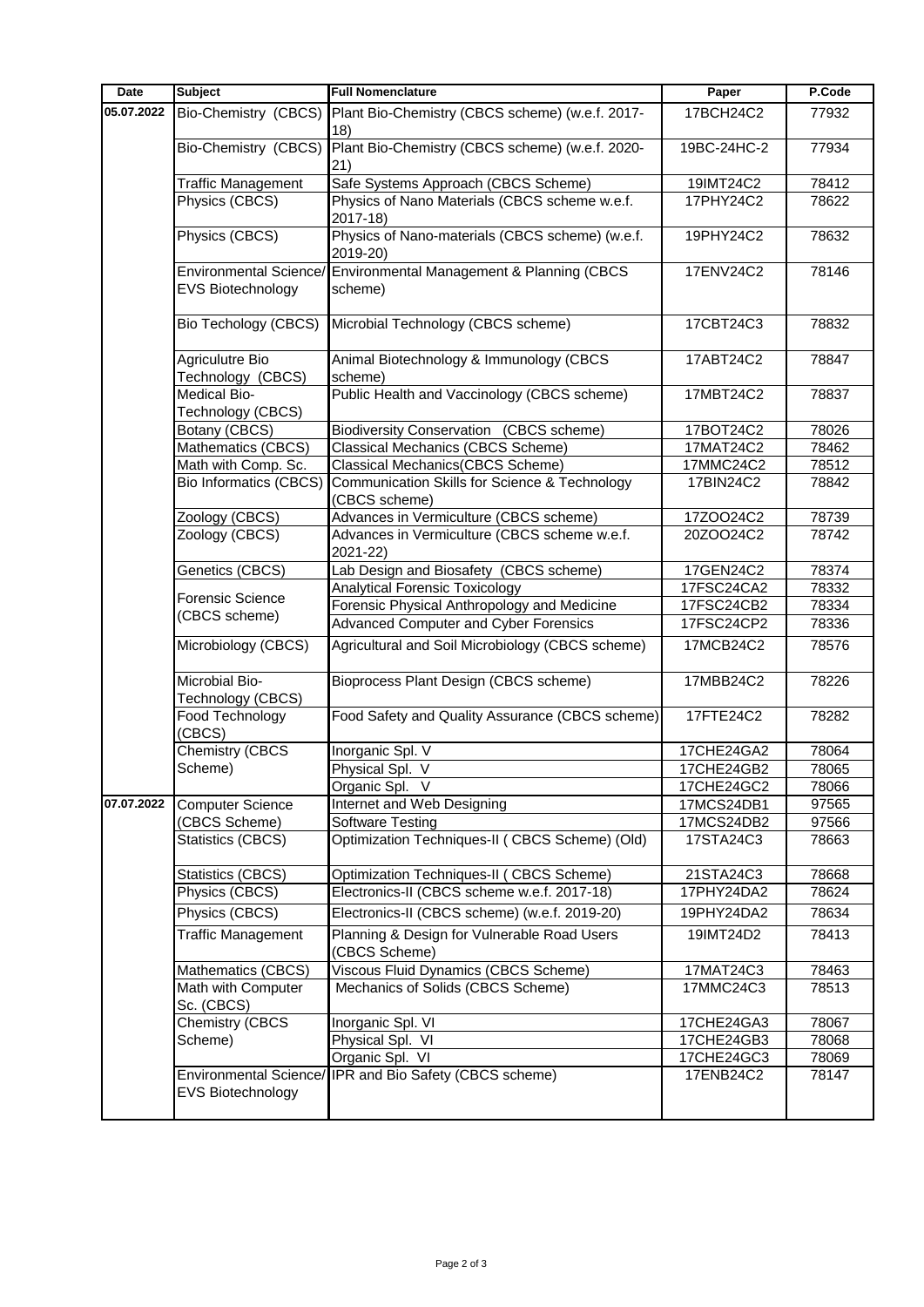| Date | Subject | Full Nomenclature | Paper | P.Code |
|---|---|---|---|---|
| 05.07.2022 | Bio-Chemistry (CBCS) | Plant Bio-Chemistry (CBCS scheme) (w.e.f. 2017-18) | 17BCH24C2 | 77932 |
| | Bio-Chemistry (CBCS) | Plant Bio-Chemistry (CBCS scheme) (w.e.f. 2020-21) | 19BC-24HC-2 | 77934 |
| | Traffic Management | Safe Systems Approach (CBCS Scheme) | 19IMT24C2 | 78412 |
| | Physics (CBCS) | Physics of Nano Materials (CBCS scheme w.e.f. 2017-18) | 17PHY24C2 | 78622 |
| | Physics (CBCS) | Physics of Nano-materials (CBCS scheme) (w.e.f. 2019-20) | 19PHY24C2 | 78632 |
| | Environmental Science/ EVS Biotechnology | Environmental Management & Planning (CBCS scheme) | 17ENV24C2 | 78146 |
| | Bio Techology (CBCS) | Microbial Technology (CBCS scheme) | 17CBT24C3 | 78832 |
| | Agriculutre Bio Technology (CBCS) | Animal Biotechnology & Immunology (CBCS scheme) | 17ABT24C2 | 78847 |
| | Medical Bio-Technology (CBCS) | Public Health and Vaccinology (CBCS scheme) | 17MBT24C2 | 78837 |
| | Botany (CBCS) | Biodiversity Conservation (CBCS scheme) | 17BOT24C2 | 78026 |
| | Mathematics (CBCS) | Classical Mechanics (CBCS Scheme) | 17MAT24C2 | 78462 |
| | Math with Comp. Sc. | Classical Mechanics(CBCS Scheme) | 17MMC24C2 | 78512 |
| | Bio Informatics (CBCS) | Communication Skills for Science & Technology (CBCS scheme) | 17BIN24C2 | 78842 |
| | Zoology (CBCS) | Advances in Vermiculture (CBCS scheme) | 17ZOO24C2 | 78739 |
| | Zoology (CBCS) | Advances in Vermiculture (CBCS scheme w.e.f. 2021-22) | 20ZOO24C2 | 78742 |
| | Genetics (CBCS) | Lab Design and Biosafety (CBCS scheme) | 17GEN24C2 | 78374 |
| | Forensic Science (CBCS scheme) | Analytical Forensic Toxicology | 17FSC24CA2 | 78332 |
| | | Forensic Physical Anthropology and Medicine | 17FSC24CB2 | 78334 |
| | | Advanced Computer and Cyber Forensics | 17FSC24CP2 | 78336 |
| | Microbiology (CBCS) | Agricultural and Soil Microbiology (CBCS scheme) | 17MCB24C2 | 78576 |
| | Microbial Bio-Technology (CBCS) | Bioprocess Plant Design (CBCS scheme) | 17MBB24C2 | 78226 |
| | Food Technology (CBCS) | Food Safety and Quality Assurance (CBCS scheme) | 17FTE24C2 | 78282 |
| | Chemistry (CBCS Scheme) | Inorganic Spl. V | 17CHE24GA2 | 78064 |
| | | Physical Spl. V | 17CHE24GB2 | 78065 |
| | | Organic Spl. V | 17CHE24GC2 | 78066 |
| 07.07.2022 | Computer Science (CBCS Scheme) | Internet and Web Designing | 17MCS24DB1 | 97565 |
| | | Software Testing | 17MCS24DB2 | 97566 |
| | Statistics (CBCS) | Optimization Techniques-II ( CBCS Scheme) (Old) | 17STA24C3 | 78663 |
| | Statistics (CBCS) | Optimization Techniques-II ( CBCS Scheme) | 21STA24C3 | 78668 |
| | Physics (CBCS) | Electronics-II (CBCS scheme w.e.f. 2017-18) | 17PHY24DA2 | 78624 |
| | Physics (CBCS) | Electronics-II (CBCS scheme) (w.e.f. 2019-20) | 19PHY24DA2 | 78634 |
| | Traffic Management | Planning & Design for Vulnerable Road Users (CBCS Scheme) | 19IMT24D2 | 78413 |
| | Mathematics (CBCS) | Viscous Fluid Dynamics (CBCS Scheme) | 17MAT24C3 | 78463 |
| | Math with Computer Sc. (CBCS) | Mechanics of Solids (CBCS Scheme) | 17MMC24C3 | 78513 |
| | Chemistry (CBCS Scheme) | Inorganic Spl. VI | 17CHE24GA3 | 78067 |
| | | Physical Spl. VI | 17CHE24GB3 | 78068 |
| | | Organic Spl. VI | 17CHE24GC3 | 78069 |
| | Environmental Science/ EVS Biotechnology | IPR and Bio Safety (CBCS scheme) | 17ENB24C2 | 78147 |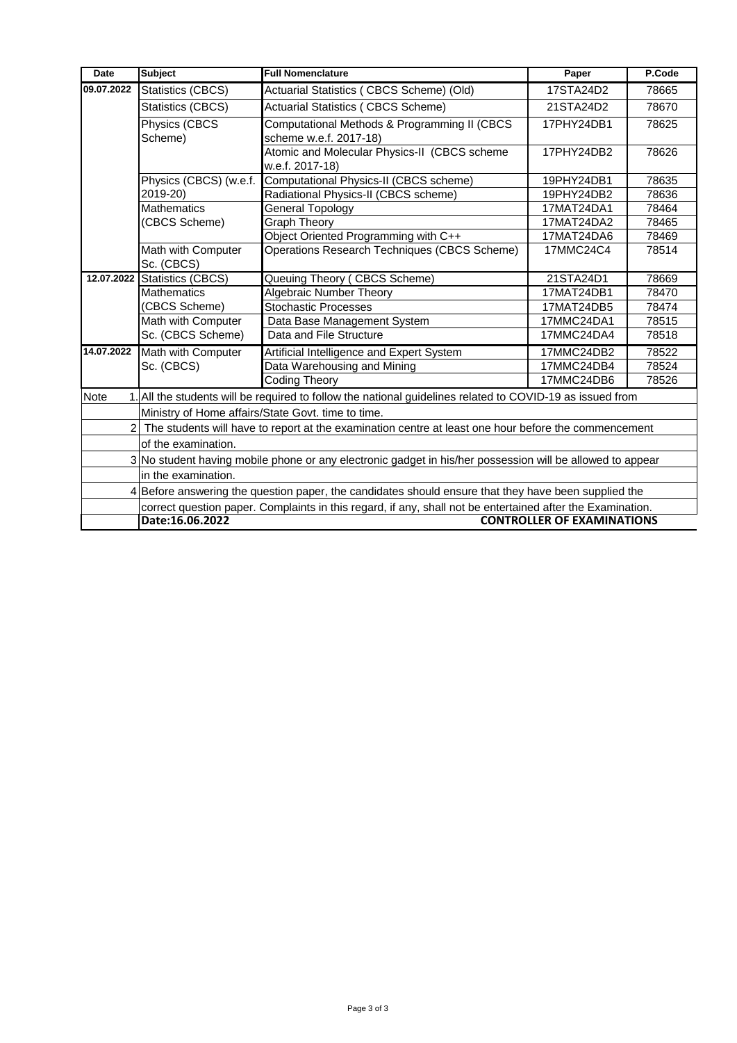| Date | Subject | Full Nomenclature | Paper | P.Code |
|---|---|---|---|---|
| 09.07.2022 | Statistics (CBCS) | Actuarial Statistics ( CBCS Scheme) (Old) | 17STA24D2 | 78665 |
| | Statistics (CBCS) | Actuarial Statistics ( CBCS Scheme) | 21STA24D2 | 78670 |
| | Physics (CBCS Scheme) | Computational Methods & Programming II (CBCS scheme w.e.f. 2017-18) | 17PHY24DB1 | 78625 |
| | | Atomic and Molecular Physics-II (CBCS scheme w.e.f. 2017-18) | 17PHY24DB2 | 78626 |
| | Physics (CBCS) (w.e.f. 2019-20) | Computational Physics-II (CBCS scheme) | 19PHY24DB1 | 78635 |
| | | Radiational Physics-II (CBCS scheme) | 19PHY24DB2 | 78636 |
| | Mathematics (CBCS Scheme) | General Topology | 17MAT24DA1 | 78464 |
| | | Graph Theory | 17MAT24DA2 | 78465 |
| | | Object Oriented Programming with C++ | 17MAT24DA6 | 78469 |
| | Math with Computer Sc. (CBCS) | Operations Research Techniques (CBCS Scheme) | 17MMC24C4 | 78514 |
| 12.07.2022 | Statistics (CBCS) | Queuing Theory ( CBCS Scheme) | 21STA24D1 | 78669 |
| | Mathematics (CBCS Scheme) | Algebraic Number Theory | 17MAT24DB1 | 78470 |
| | | Stochastic Processes | 17MAT24DB5 | 78474 |
| | Math with Computer Sc. (CBCS Scheme) | Data Base Management System | 17MMC24DA1 | 78515 |
| | | Data and File Structure | 17MMC24DA4 | 78518 |
| 14.07.2022 | Math with Computer Sc. (CBCS) | Artificial Intelligence and Expert System | 17MMC24DB2 | 78522 |
| | | Data Warehousing and Mining | 17MMC24DB4 | 78524 |
| | | Coding Theory | 17MMC24DB6 | 78526 |

Note

1. All the students will be required to follow the national guidelines related to COVID-19 as issued from Ministry of Home affairs/State Govt. time to time.
2. The students will have to report at the examination centre at least one hour before the commencement of the examination.
3. No student having mobile phone or any electronic gadget in his/her possession will be allowed to appear in the examination.
4. Before answering the question paper, the candidates should ensure that they have been supplied the correct question paper. Complaints in this regard, if any, shall not be entertained after the Examination.

**Date:16.06.2022** **CONTROLLER OF EXAMINATIONS**